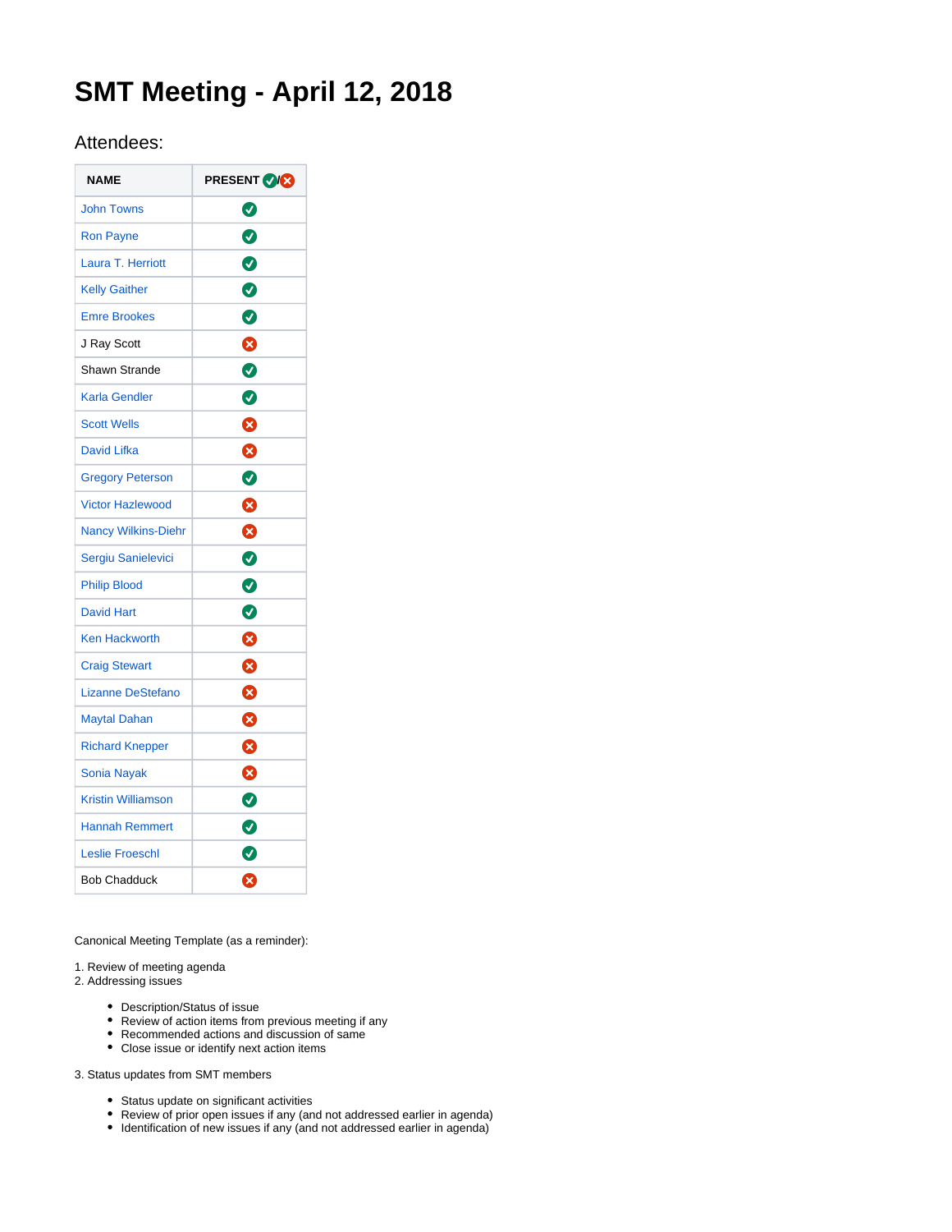# SMT Meeting - April 12, 2018

## Attendees:

| NAME | PRESENT ✅/❌ |
|---|---|
| John Towns | ✅ |
| Ron Payne | ✅ |
| Laura T. Herriott | ✅ |
| Kelly Gaither | ✅ |
| Emre Brookes | ✅ |
| J Ray Scott | ❌ |
| Shawn Strande | ✅ |
| Karla Gendler | ✅ |
| Scott Wells | ❌ |
| David Lifka | ❌ |
| Gregory Peterson | ✅ |
| Victor Hazlewood | ❌ |
| Nancy Wilkins-Diehr | ❌ |
| Sergiu Sanielevici | ✅ |
| Philip Blood | ✅ |
| David Hart | ✅ |
| Ken Hackworth | ❌ |
| Craig Stewart | ❌ |
| Lizanne DeStefano | ❌ |
| Maytal Dahan | ❌ |
| Richard Knepper | ❌ |
| Sonia Nayak | ❌ |
| Kristin Williamson | ✅ |
| Hannah Remmert | ✅ |
| Leslie Froeschl | ✅ |
| Bob Chadduck | ❌ |

Canonical Meeting Template (as a reminder):

1. Review of meeting agenda
2. Addressing issues
    - Description/Status of issue
    - Review of action items from previous meeting if any
    - Recommended actions and discussion of same
    - Close issue or identify next action items
3. Status updates from SMT members
    - Status update on significant activities
    - Review of prior open issues if any (and not addressed earlier in agenda)
    - Identification of new issues if any (and not addressed earlier in agenda)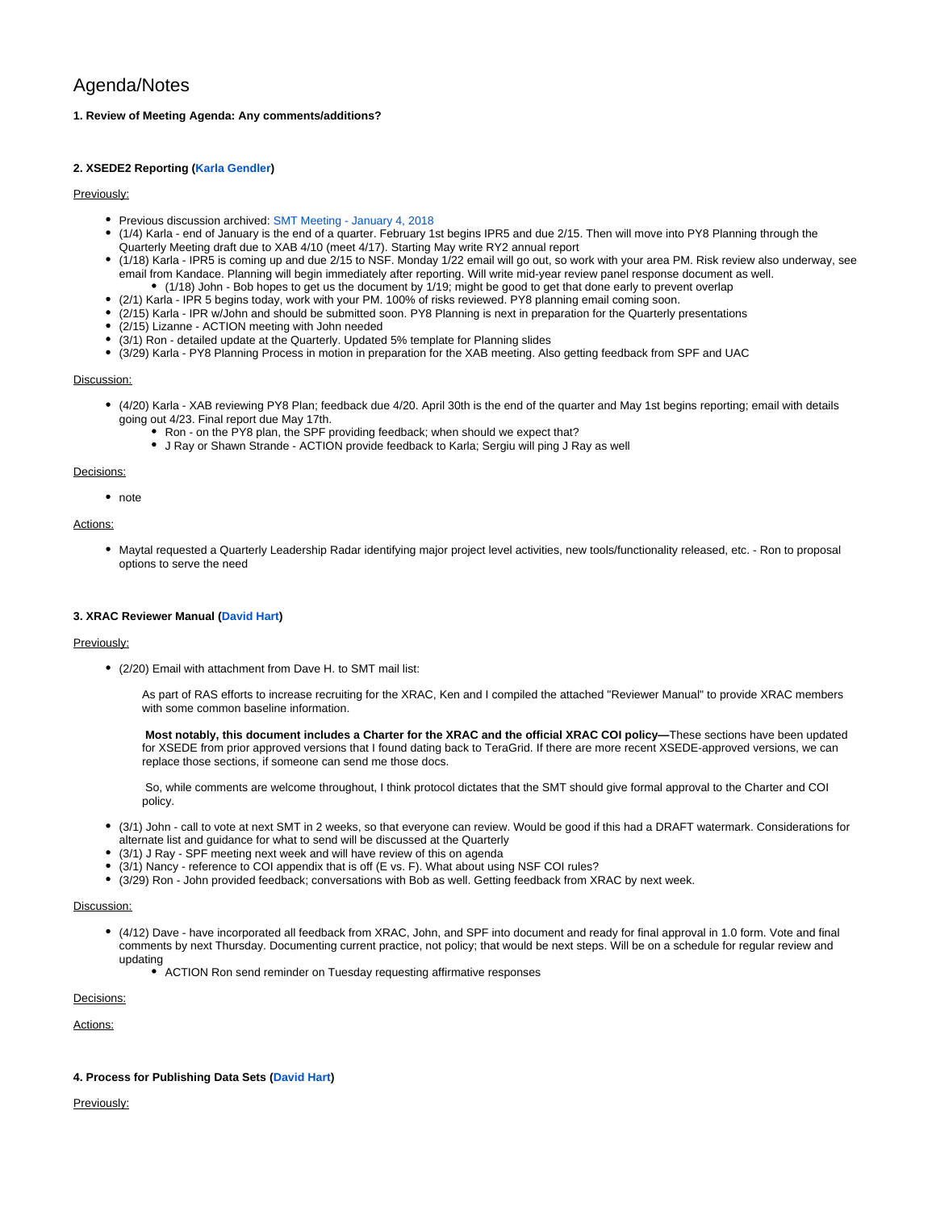# Agenda/Notes

**1. Review of Meeting Agenda: Any comments/additions?**

**2. XSEDE2 Reporting (Karla Gendler)**

Previously:

- Previous discussion archived: SMT Meeting - January 4, 2018
- (1/4) Karla - end of January is the end of a quarter. February 1st begins IPR5 and due 2/15. Then will move into PY8 Planning through the Quarterly Meeting draft due to XAB 4/10 (meet 4/17). Starting May write RY2 annual report
- (1/18) Karla - IPR5 is coming up and due 2/15 to NSF. Monday 1/22 email will go out, so work with your area PM. Risk review also underway, see email from Kandace. Planning will begin immediately after reporting. Will write mid-year review panel response document as well.
  - (1/18) John - Bob hopes to get us the document by 1/19; might be good to get that done early to prevent overlap
- (2/1) Karla - IPR 5 begins today, work with your PM. 100% of risks reviewed. PY8 planning email coming soon.
- (2/15) Karla - IPR w/John and should be submitted soon. PY8 Planning is next in preparation for the Quarterly presentations
- (2/15) Lizanne - ACTION meeting with John needed
- (3/1) Ron - detailed update at the Quarterly. Updated 5% template for Planning slides
- (3/29) Karla - PY8 Planning Process in motion in preparation for the XAB meeting. Also getting feedback from SPF and UAC

Discussion:

- (4/20) Karla - XAB reviewing PY8 Plan; feedback due 4/20. April 30th is the end of the quarter and May 1st begins reporting; email with details going out 4/23. Final report due May 17th.
  - Ron - on the PY8 plan, the SPF providing feedback; when should we expect that?
  - J Ray or Shawn Strande - ACTION provide feedback to Karla; Sergiu will ping J Ray as well

Decisions:

- note

Actions:

- Maytal requested a Quarterly Leadership Radar identifying major project level activities, new tools/functionality released, etc. - Ron to proposal options to serve the need

**3. XRAC Reviewer Manual (David Hart)**

Previously:

- (2/20) Email with attachment from Dave H. to SMT mail list:

  As part of RAS efforts to increase recruiting for the XRAC, Ken and I compiled the attached "Reviewer Manual" to provide XRAC members with some common baseline information.

  **Most notably, this document includes a Charter for the XRAC and the official XRAC COI policy—**These sections have been updated for XSEDE from prior approved versions that I found dating back to TeraGrid. If there are more recent XSEDE-approved versions, we can replace those sections, if someone can send me those docs.

  So, while comments are welcome throughout, I think protocol dictates that the SMT should give formal approval to the Charter and COI policy.

- (3/1) John - call to vote at next SMT in 2 weeks, so that everyone can review. Would be good if this had a DRAFT watermark. Considerations for alternate list and guidance for what to send will be discussed at the Quarterly
- (3/1) J Ray - SPF meeting next week and will have review of this on agenda
- (3/1) Nancy - reference to COI appendix that is off (E vs. F). What about using NSF COI rules?
- (3/29) Ron - John provided feedback; conversations with Bob as well. Getting feedback from XRAC by next week.

Discussion:

- (4/12) Dave - have incorporated all feedback from XRAC, John, and SPF into document and ready for final approval in 1.0 form. Vote and final comments by next Thursday. Documenting current practice, not policy; that would be next steps. Will be on a schedule for regular review and updating
  - ACTION Ron send reminder on Tuesday requesting affirmative responses

Decisions:

Actions:

**4. Process for Publishing Data Sets (David Hart)**

Previously: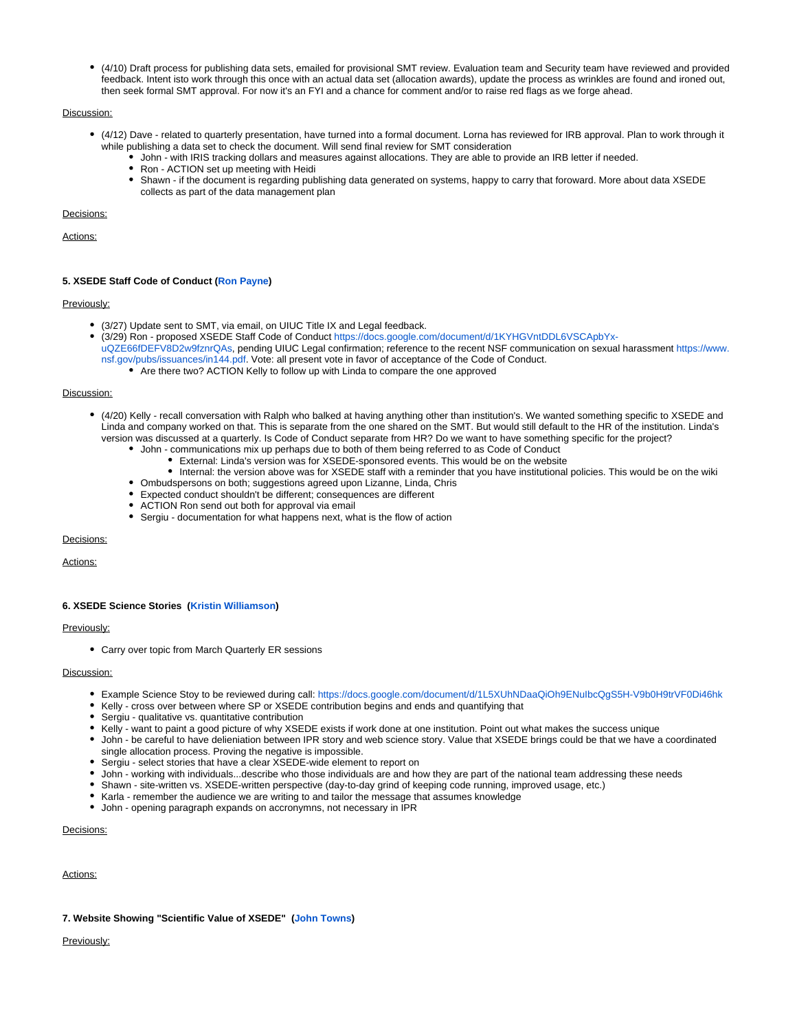- (4/10) Draft process for publishing data sets, emailed for provisional SMT review. Evaluation team and Security team have reviewed and provided feedback. Intent isto work through this once with an actual data set (allocation awards), update the process as wrinkles are found and ironed out, then seek formal SMT approval. For now it's an FYI and a chance for comment and/or to raise red flags as we forge ahead.

Discussion:

- (4/12) Dave - related to quarterly presentation, have turned into a formal document. Lorna has reviewed for IRB approval. Plan to work through it while publishing a data set to check the document. Will send final review for SMT consideration
  - John - with IRIS tracking dollars and measures against allocations. They are able to provide an IRB letter if needed.
  - Ron - ACTION set up meeting with Heidi
  - Shawn - if the document is regarding publishing data generated on systems, happy to carry that foroward. More about data XSEDE collects as part of the data management plan

Decisions:

Actions:

**5. XSEDE Staff Code of Conduct (Ron Payne)**

Previously:

- (3/27) Update sent to SMT, via email, on UIUC Title IX and Legal feedback.
- (3/29) Ron - proposed XSEDE Staff Code of Conduct https://docs.google.com/document/d/1KYHGVntDDL6VSCApbYx-uQZE66fDEFV8D2w9fznrQAs, pending UIUC Legal confirmation; reference to the recent NSF communication on sexual harassment https://www.nsf.gov/pubs/issuances/in144.pdf. Vote: all present vote in favor of acceptance of the Code of Conduct.
  - Are there two? ACTION Kelly to follow up with Linda to compare the one approved

Discussion:

- (4/20) Kelly - recall conversation with Ralph who balked at having anything other than institution's. We wanted something specific to XSEDE and Linda and company worked on that. This is separate from the one shared on the SMT. But would still default to the HR of the institution. Linda's version was discussed at a quarterly. Is Code of Conduct separate from HR? Do we want to have something specific for the project?
  - John - communications mix up perhaps due to both of them being referred to as Code of Conduct
    - External: Linda's version was for XSEDE-sponsored events. This would be on the website
    - Internal: the version above was for XSEDE staff with a reminder that you have institutional policies. This would be on the wiki
  - Ombudspersons on both; suggestions agreed upon Lizanne, Linda, Chris
  - Expected conduct shouldn't be different; consequences are different
  - ACTION Ron send out both for approval via email
  - Sergiu - documentation for what happens next, what is the flow of action

Decisions:

Actions:

**6. XSEDE Science Stories (Kristin Williamson)**

Previously:

- Carry over topic from March Quarterly ER sessions

Discussion:

- Example Science Stoy to be reviewed during call: https://docs.google.com/document/d/1L5XUhNDaaQiOh9ENuIbcQgS5H-V9b0H9trVF0Di46hk
- Kelly - cross over between where SP or XSEDE contribution begins and ends and quantifying that
- Sergiu - qualitative vs. quantitative contribution
- Kelly - want to paint a good picture of why XSEDE exists if work done at one institution. Point out what makes the success unique
- John - be careful to have delieniation between IPR story and web science story. Value that XSEDE brings could be that we have a coordinated single allocation process. Proving the negative is impossible.
- Sergiu - select stories that have a clear XSEDE-wide element to report on
- John - working with individuals...describe who those individuals are and how they are part of the national team addressing these needs
- Shawn - site-written vs. XSEDE-written perspective (day-to-day grind of keeping code running, improved usage, etc.)
- Karla - remember the audience we are writing to and tailor the message that assumes knowledge
- John - opening paragraph expands on accronymns, not necessary in IPR

Decisions:

Actions:

**7. Website Showing "Scientific Value of XSEDE" (John Towns)**

Previously: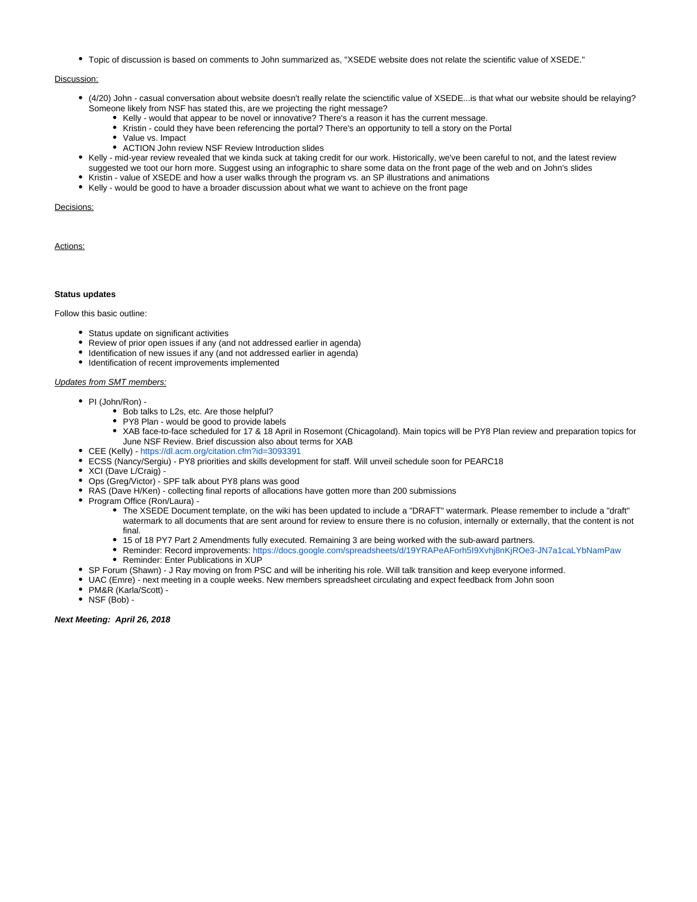- Topic of discussion is based on comments to John summarized as, "XSEDE website does not relate the scientific value of XSEDE."

Discussion:

- (4/20) John - casual conversation about website doesn't really relate the scienctific value of XSEDE...is that what our website should be relaying? Someone likely from NSF has stated this, are we projecting the right message?
  - Kelly - would that appear to be novel or innovative? There's a reason it has the current message.
  - Kristin - could they have been referencing the portal? There's an opportunity to tell a story on the Portal
  - Value vs. Impact
  - ACTION John review NSF Review Introduction slides
- Kelly - mid-year review revealed that we kinda suck at taking credit for our work. Historically, we've been careful to not, and the latest review suggested we toot our horn more. Suggest using an infographic to share some data on the front page of the web and on John's slides
- Kristin - value of XSEDE and how a user walks through the program vs. an SP illustrations and animations
- Kelly - would be good to have a broader discussion about what we want to achieve on the front page

Decisions:

Actions:

**Status updates**

Follow this basic outline:

- Status update on significant activities
- Review of prior open issues if any (and not addressed earlier in agenda)
- Identification of new issues if any (and not addressed earlier in agenda)
- Identification of recent improvements implemented

*Updates from SMT members:*

- PI (John/Ron) -
  - Bob talks to L2s, etc. Are those helpful?
  - PY8 Plan - would be good to provide labels
  - XAB face-to-face scheduled for 17 & 18 April in Rosemont (Chicagoland). Main topics will be PY8 Plan review and preparation topics for June NSF Review. Brief discussion also about terms for XAB
- CEE (Kelly) - https://dl.acm.org/citation.cfm?id=3093391
- ECSS (Nancy/Sergiu) - PY8 priorities and skills development for staff. Will unveil schedule soon for PEARC18
- XCI (Dave L/Craig) -
- Ops (Greg/Victor) - SPF talk about PY8 plans was good
- RAS (Dave H/Ken) - collecting final reports of allocations have gotten more than 200 submissions
- Program Office (Ron/Laura) -
  - The XSEDE Document template, on the wiki has been updated to include a "DRAFT" watermark. Please remember to include a "draft" watermark to all documents that are sent around for review to ensure there is no cofusion, internally or externally, that the content is not final.
  - 15 of 18 PY7 Part 2 Amendments fully executed. Remaining 3 are being worked with the sub-award partners.
  - Reminder: Record improvements: https://docs.google.com/spreadsheets/d/19YRAPeAForh5I9Xvhj8nKjROe3-JN7a1caLYbNamPaw
  - Reminder: Enter Publications in XUP
- SP Forum (Shawn) - J Ray moving on from PSC and will be inheriting his role. Will talk transition and keep everyone informed.
- UAC (Emre) - next meeting in a couple weeks. New members spreadsheet circulating and expect feedback from John soon
- PM&R (Karla/Scott) -
- NSF (Bob) -

***Next Meeting: April 26, 2018***